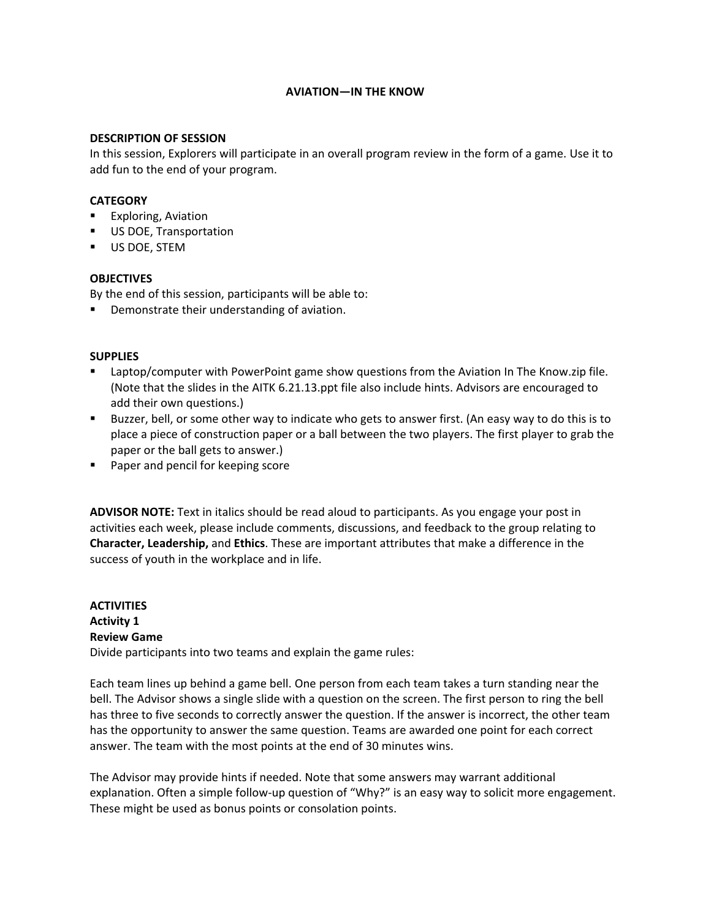# AVIATION—IN THE KNOW

## DESCRIPTION OF SESSION

In this session, Explorers will participate in an overall program review in the form of a game. Use it to add fun to the end of your program.

## CATEGORY

- Exploring, Aviation
- US DOE, Transportation
- US DOE, STEM

## OBJECTIVES

By the end of this session, participants will be able to:

- Demonstrate their understanding of aviation.

## SUPPLIES

- Laptop/computer with PowerPoint game show questions from the Aviation In The Know.zip file. (Note that the slides in the AITK 6.21.13.ppt file also include hints. Advisors are encouraged to add their own questions.)
- Buzzer, bell, or some other way to indicate who gets to answer first. (An easy way to do this is to place a piece of construction paper or a ball between the two players. The first player to grab the paper or the ball gets to answer.)
- Paper and pencil for keeping score

**ADVISOR NOTE:** Text in italics should be read aloud to participants. As you engage your post in activities each week, please include comments, discussions, and feedback to the group relating to **Character, Leadership,** and **Ethics**. These are important attributes that make a difference in the success of youth in the workplace and in life.

## ACTIVITIES

### Activity 1

### Review Game

Divide participants into two teams and explain the game rules:

Each team lines up behind a game bell. One person from each team takes a turn standing near the bell. The Advisor shows a single slide with a question on the screen. The first person to ring the bell has three to five seconds to correctly answer the question. If the answer is incorrect, the other team has the opportunity to answer the same question. Teams are awarded one point for each correct answer. The team with the most points at the end of 30 minutes wins.

The Advisor may provide hints if needed. Note that some answers may warrant additional explanation. Often a simple follow-up question of "Why?" is an easy way to solicit more engagement. These might be used as bonus points or consolation points.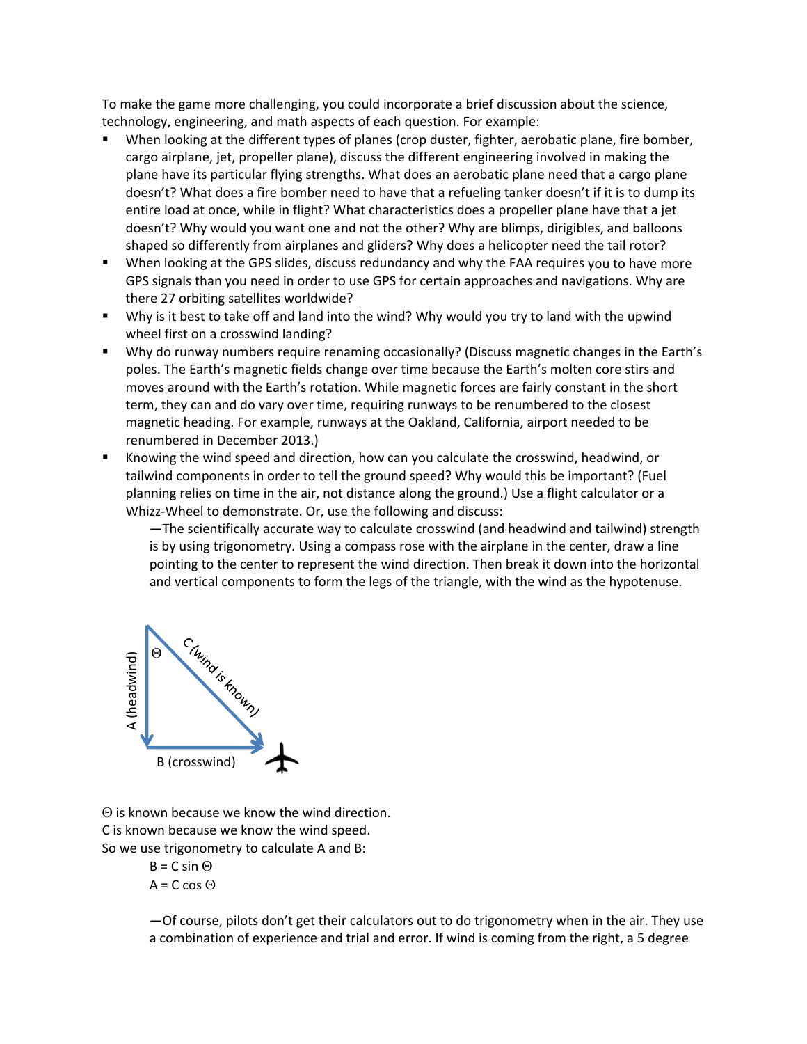To make the game more challenging, you could incorporate a brief discussion about the science, technology, engineering, and math aspects of each question. For example:

- When looking at the different types of planes (crop duster, fighter, aerobatic plane, fire bomber, cargo airplane, jet, propeller plane), discuss the different engineering involved in making the plane have its particular flying strengths. What does an aerobatic plane need that a cargo plane doesn't? What does a fire bomber need to have that a refueling tanker doesn't if it is to dump its entire load at once, while in flight? What characteristics does a propeller plane have that a jet doesn't? Why would you want one and not the other? Why are blimps, dirigibles, and balloons shaped so differently from airplanes and gliders? Why does a helicopter need the tail rotor?
- When looking at the GPS slides, discuss redundancy and why the FAA requires you to have more GPS signals than you need in order to use GPS for certain approaches and navigations. Why are there 27 orbiting satellites worldwide?
- Why is it best to take off and land into the wind? Why would you try to land with the upwind wheel first on a crosswind landing?
- Why do runway numbers require renaming occasionally? (Discuss magnetic changes in the Earth's poles. The Earth's magnetic fields change over time because the Earth's molten core stirs and moves around with the Earth's rotation. While magnetic forces are fairly constant in the short term, they can and do vary over time, requiring runways to be renumbered to the closest magnetic heading. For example, runways at the Oakland, California, airport needed to be renumbered in December 2013.)
- Knowing the wind speed and direction, how can you calculate the crosswind, headwind, or tailwind components in order to tell the ground speed? Why would this be important? (Fuel planning relies on time in the air, not distance along the ground.) Use a flight calculator or a Whizz-Wheel to demonstrate. Or, use the following and discuss:

  —The scientifically accurate way to calculate crosswind (and headwind and tailwind) strength is by using trigonometry. Using a compass rose with the airplane in the center, draw a line pointing to the center to represent the wind direction. Then break it down into the horizontal and vertical components to form the legs of the triangle, with the wind as the hypotenuse.

A (headwind) | Θ | C (wind is known) | B (crosswind)

Θ is known because we know the wind direction.
C is known because we know the wind speed.
So we use trigonometry to calculate A and B:

$$B = C \sin \Theta$$
$$A = C \cos \Theta$$

—Of course, pilots don't get their calculators out to do trigonometry when in the air. They use a combination of experience and trial and error. If wind is coming from the right, a 5 degree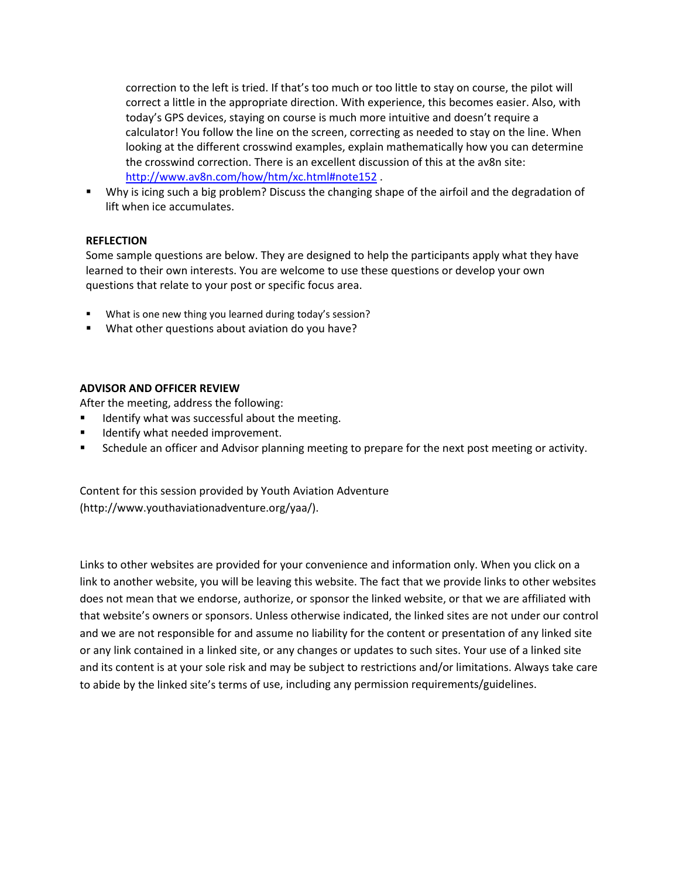correction to the left is tried. If that's too much or too little to stay on course, the pilot will correct a little in the appropriate direction. With experience, this becomes easier. Also, with today's GPS devices, staying on course is much more intuitive and doesn't require a calculator! You follow the line on the screen, correcting as needed to stay on the line. When looking at the different crosswind examples, explain mathematically how you can determine the crosswind correction. There is an excellent discussion of this at the av8n site: [http://www.av8n.com/how/htm/xc.html#note152](http://www.av8n.com/how/htm/xc.html#note152) .

- Why is icing such a big problem? Discuss the changing shape of the airfoil and the degradation of lift when ice accumulates.

**REFLECTION**

Some sample questions are below. They are designed to help the participants apply what they have learned to their own interests. You are welcome to use these questions or develop your own questions that relate to your post or specific focus area.

- What is one new thing you learned during today's session?
- What other questions about aviation do you have?

**ADVISOR AND OFFICER REVIEW**

After the meeting, address the following:

- Identify what was successful about the meeting.
- Identify what needed improvement.
- Schedule an officer and Advisor planning meeting to prepare for the next post meeting or activity.

Content for this session provided by Youth Aviation Adventure (http://www.youthaviationadventure.org/yaa/).

Links to other websites are provided for your convenience and information only. When you click on a link to another website, you will be leaving this website. The fact that we provide links to other websites does not mean that we endorse, authorize, or sponsor the linked website, or that we are affiliated with that website's owners or sponsors. Unless otherwise indicated, the linked sites are not under our control and we are not responsible for and assume no liability for the content or presentation of any linked site or any link contained in a linked site, or any changes or updates to such sites. Your use of a linked site and its content is at your sole risk and may be subject to restrictions and/or limitations. Always take care to abide by the linked site's terms of use, including any permission requirements/guidelines.